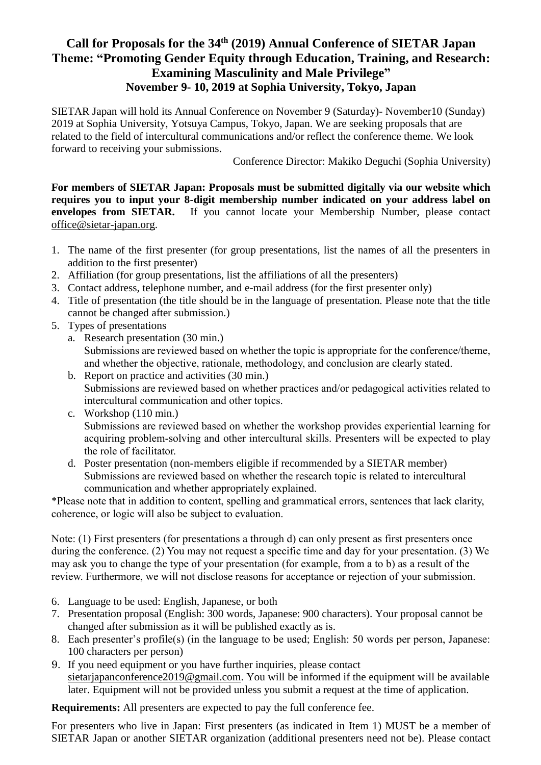# Call for Proposals for the 34th (2019) Annual Conference of SIETAR Japan
# Theme: "Promoting Gender Equity through Education, Training, and Research: Examining Masculinity and Male Privilege"
## November 9- 10, 2019 at Sophia University, Tokyo, Japan

SIETAR Japan will hold its Annual Conference on November 9 (Saturday)- November10 (Sunday) 2019 at Sophia University, Yotsuya Campus, Tokyo, Japan. We are seeking proposals that are related to the field of intercultural communications and/or reflect the conference theme. We look forward to receiving your submissions.

Conference Director: Makiko Deguchi (Sophia University)

**For members of SIETAR Japan: Proposals must be submitted digitally via our website which requires you to input your 8-digit membership number indicated on your address label on envelopes from SIETAR.** If you cannot locate your Membership Number, please contact office@sietar-japan.org.

1. The name of the first presenter (for group presentations, list the names of all the presenters in addition to the first presenter)
2. Affiliation (for group presentations, list the affiliations of all the presenters)
3. Contact address, telephone number, and e-mail address (for the first presenter only)
4. Title of presentation (the title should be in the language of presentation. Please note that the title cannot be changed after submission.)
5. Types of presentations
   a. Research presentation (30 min.)
      Submissions are reviewed based on whether the topic is appropriate for the conference/theme, and whether the objective, rationale, methodology, and conclusion are clearly stated.
   b. Report on practice and activities (30 min.)
      Submissions are reviewed based on whether practices and/or pedagogical activities related to intercultural communication and other topics.
   c. Workshop (110 min.)
      Submissions are reviewed based on whether the workshop provides experiential learning for acquiring problem-solving and other intercultural skills. Presenters will be expected to play the role of facilitator.
   d. Poster presentation (non-members eligible if recommended by a SIETAR member)
      Submissions are reviewed based on whether the research topic is related to intercultural communication and whether appropriately explained.

*Please note that in addition to content, spelling and grammatical errors, sentences that lack clarity, coherence, or logic will also be subject to evaluation.

Note: (1) First presenters (for presentations a through d) can only present as first presenters once during the conference. (2) You may not request a specific time and day for your presentation. (3) We may ask you to change the type of your presentation (for example, from a to b) as a result of the review. Furthermore, we will not disclose reasons for acceptance or rejection of your submission.

6. Language to be used: English, Japanese, or both
7. Presentation proposal (English: 300 words, Japanese: 900 characters). Your proposal cannot be changed after submission as it will be published exactly as is.
8. Each presenter's profile(s) (in the language to be used; English: 50 words per person, Japanese: 100 characters per person)
9. If you need equipment or you have further inquiries, please contact sietarjapanconference2019@gmail.com. You will be informed if the equipment will be available later. Equipment will not be provided unless you submit a request at the time of application.

**Requirements:** All presenters are expected to pay the full conference fee.

For presenters who live in Japan: First presenters (as indicated in Item 1) MUST be a member of SIETAR Japan or another SIETAR organization (additional presenters need not be). Please contact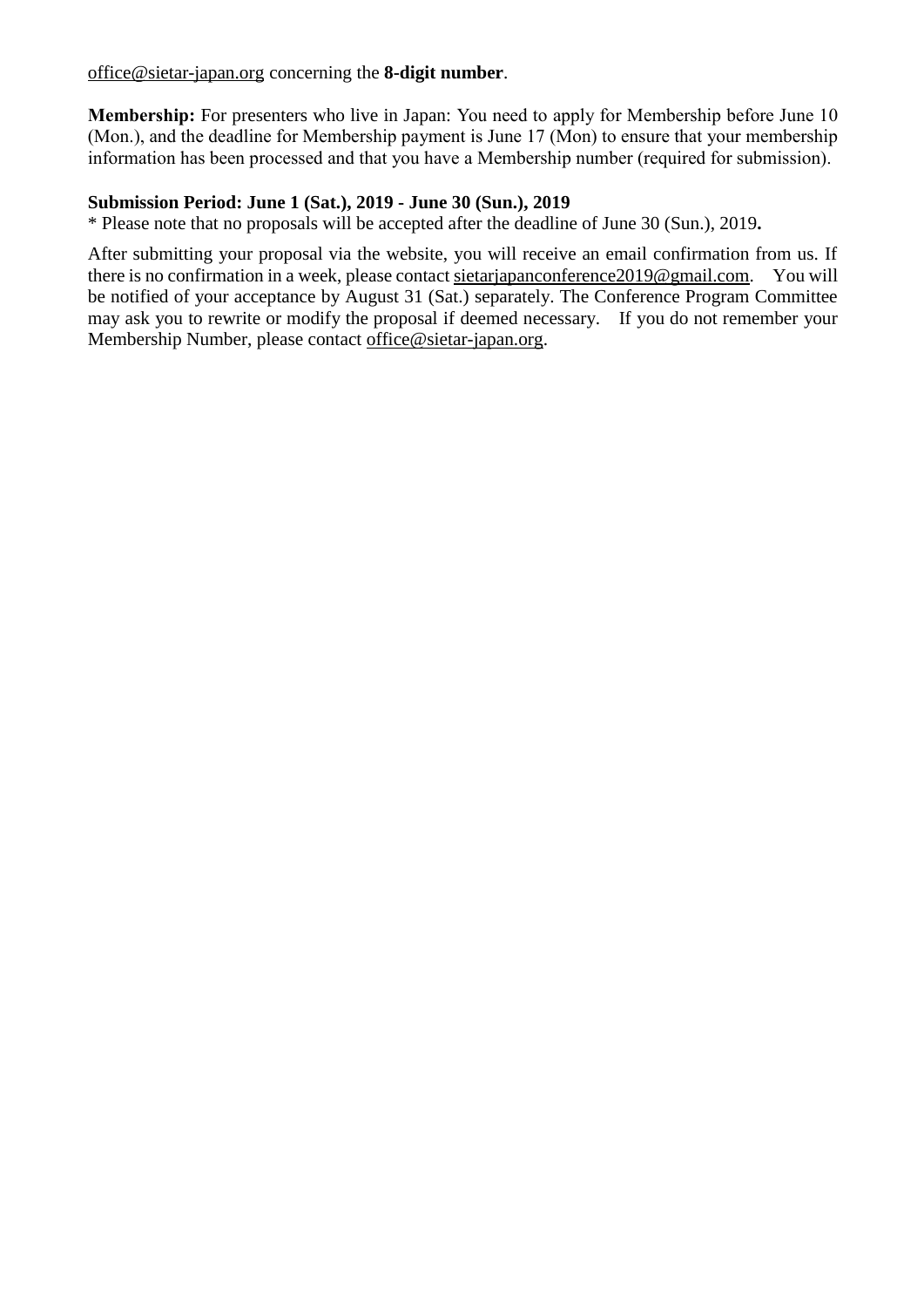office@sietar-japan.org concerning the **8-digit number**.

**Membership:** For presenters who live in Japan: You need to apply for Membership before June 10 (Mon.), and the deadline for Membership payment is June 17 (Mon) to ensure that your membership information has been processed and that you have a Membership number (required for submission).

**Submission Period: June 1 (Sat.), 2019 - June 30 (Sun.), 2019**

* Please note that no proposals will be accepted after the deadline of June 30 (Sun.), 2019**.**

After submitting your proposal via the website, you will receive an email confirmation from us. If there is no confirmation in a week, please contact sietarjapanconference2019@gmail.com. You will be notified of your acceptance by August 31 (Sat.) separately. The Conference Program Committee may ask you to rewrite or modify the proposal if deemed necessary. If you do not remember your Membership Number, please contact office@sietar-japan.org.